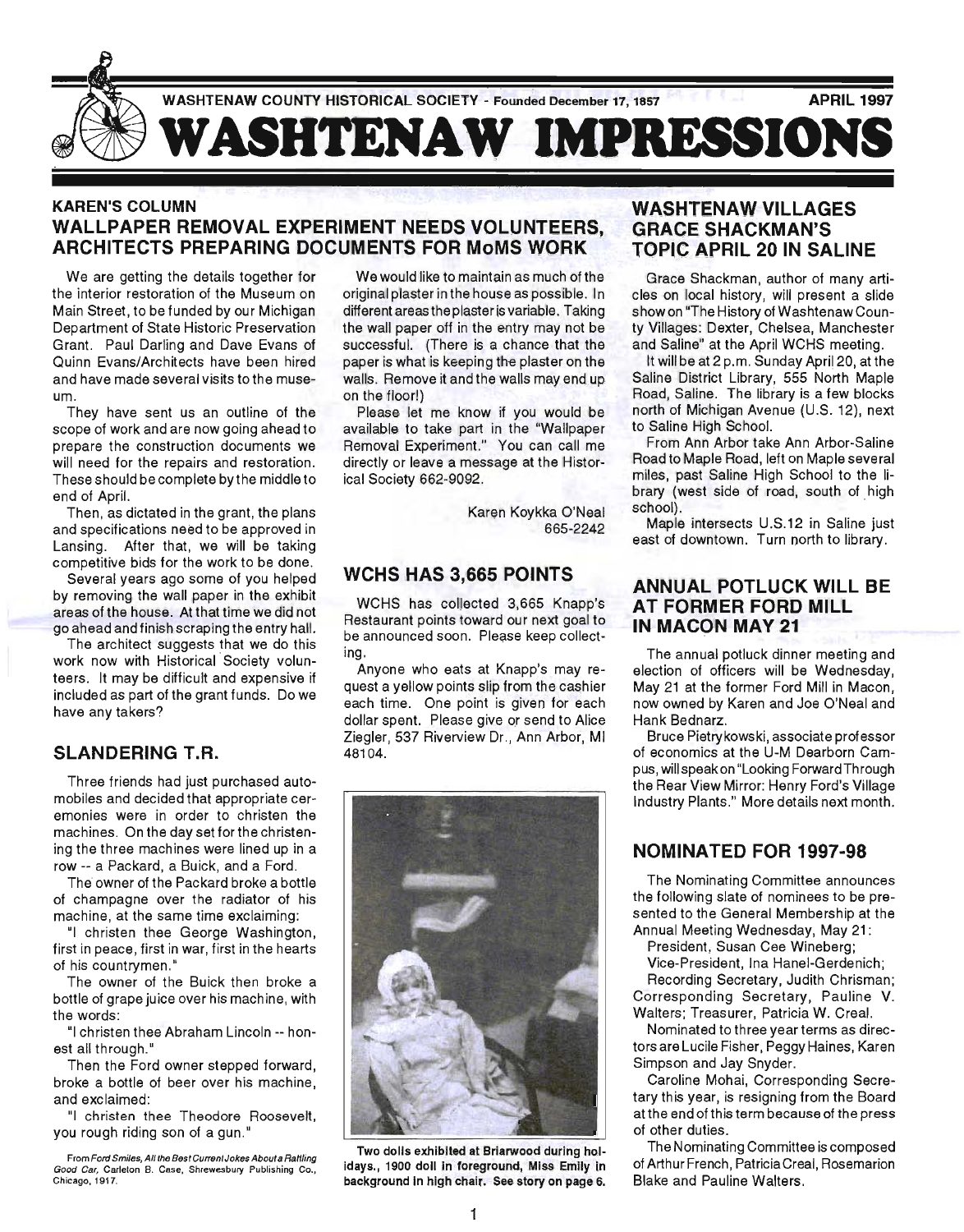WASHTENAW COUNTY HISTORICAL SOCIETY - Founded December 17, 1857 — APRIL 1997

# WASHTENAW IMPRESSIONS

## KAREN'S COLUMN
## WALLPAPER REMOVAL EXPERIMENT NEEDS VOLUNTEERS, ARCHITECTS PREPARING DOCUMENTS FOR MoMS WORK

We are getting the details together for the interior restoration of the Museum on Main Street, to be funded by our Michigan Department of State Historic Preservation Grant. Paul Darling and Dave Evans of Quinn Evans/Architects have been hired and have made several visits to the museum.

They have sent us an outline of the scope of work and are now going ahead to prepare the construction documents we will need for the repairs and restoration. These should be complete by the middle to end of April.

Then, as dictated in the grant, the plans and specifications need to be approved in Lansing. After that, we will be taking competitive bids for the work to be done.

Several years ago some of you helped by removing the wall paper in the exhibit areas of the house. At that time we did not go ahead and finish scraping the entry hall.

The architect suggests that we do this work now with Historical Society volunteers. It may be difficult and expensive if included as part of the grant funds. Do we have any takers?

We would like to maintain as much of the original plaster in the house as possible. In different areas the plaster is variable. Taking the wall paper off in the entry may not be successful. (There is a chance that the paper is what is keeping the plaster on the walls. Remove it and the walls may end up on the floor!)

Please let me know if you would be available to take part in the "Wallpaper Removal Experiment." You can call me directly or leave a message at the Historical Society 662-9092.

Karen Koykka O'Neal
665-2242

## SLANDERING T.R.

Three friends had just purchased automobiles and decided that appropriate ceremonies were in order to christen the machines. On the day set for the christening the three machines were lined up in a row -- a Packard, a Buick, and a Ford.

The owner of the Packard broke a bottle of champagne over the radiator of his machine, at the same time exclaiming:

"I christen thee George Washington, first in peace, first in war, first in the hearts of his countrymen."

The owner of the Buick then broke a bottle of grape juice over his machine, with the words:

"I christen thee Abraham Lincoln -- honest all through."

Then the Ford owner stepped forward, broke a bottle of beer over his machine, and exclaimed:

"I christen thee Theodore Roosevelt, you rough riding son of a gun."

From *Ford Smiles, All the Best Current Jokes About a Rattling Good Car*, Carleton B. Case, Shrewesbury Publishing Co., Chicago, 1917.

## WCHS HAS 3,665 POINTS

WCHS has collected 3,665 Knapp's Restaurant points toward our next goal to be announced soon. Please keep collecting.

Anyone who eats at Knapp's may request a yellow points slip from the cashier each time. One point is given for each dollar spent. Please give or send to Alice Ziegler, 537 Riverview Dr., Ann Arbor, MI 48104.

**Two dolls exhibited at Briarwood during holidays., 1900 doll in foreground, Miss Emily in background in high chair. See story on page 6.**

## WASHTENAW VILLAGES GRACE SHACKMAN'S TOPIC APRIL 20 IN SALINE

Grace Shackman, author of many articles on local history, will present a slide show on "The History of Washtenaw County Villages: Dexter, Chelsea, Manchester and Saline" at the April WCHS meeting.

It will be at 2 p.m. Sunday April 20, at the Saline District Library, 555 North Maple Road, Saline. The library is a few blocks north of Michigan Avenue (U.S. 12), next to Saline High School.

From Ann Arbor take Ann Arbor-Saline Road to Maple Road, left on Maple several miles, past Saline High School to the library (west side of road, south of high school).

Maple intersects U.S.12 in Saline just east of downtown. Turn north to library.

## ANNUAL POTLUCK WILL BE AT FORMER FORD MILL IN MACON MAY 21

The annual potluck dinner meeting and election of officers will be Wednesday, May 21 at the former Ford Mill in Macon, now owned by Karen and Joe O'Neal and Hank Bednarz.

Bruce Pietrykowski, associate professor of economics at the U-M Dearborn Campus, will speak on "Looking Forward Through the Rear View Mirror: Henry Ford's Village Industry Plants." More details next month.

## NOMINATED FOR 1997-98

The Nominating Committee announces the following slate of nominees to be presented to the General Membership at the Annual Meeting Wednesday, May 21:

President, Susan Cee Wineberg;
Vice-President, Ina Hanel-Gerdenich;
Recording Secretary, Judith Chrisman; Corresponding Secretary, Pauline V. Walters; Treasurer, Patricia W. Creal.

Nominated to three year terms as directors are Lucile Fisher, Peggy Haines, Karen Simpson and Jay Snyder.

Caroline Mohai, Corresponding Secretary this year, is resigning from the Board at the end of this term because of the press of other duties.

The Nominating Committee is composed of Arthur French, Patricia Creal, Rosemarion Blake and Pauline Walters.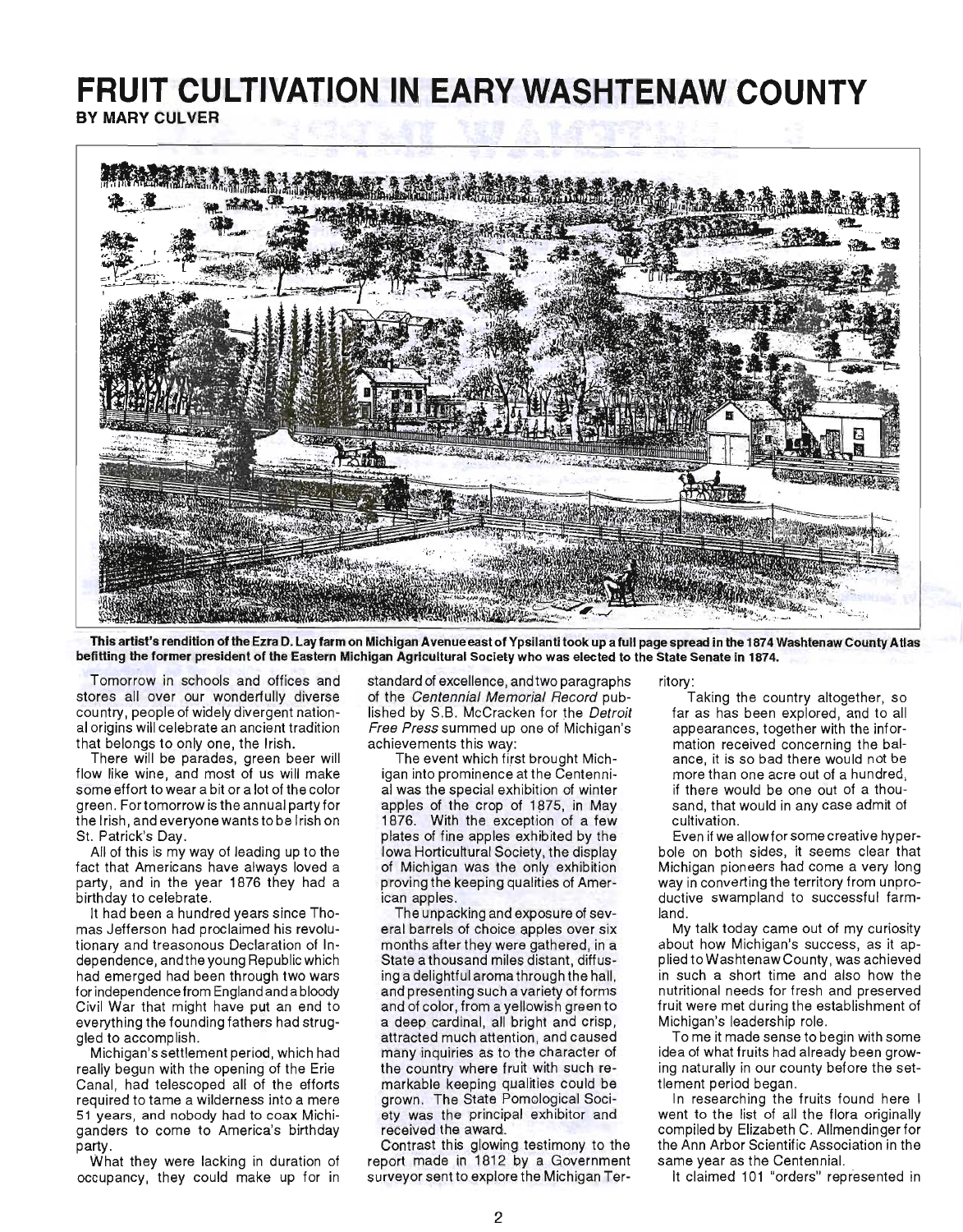# FRUIT CULTIVATION IN EARY WASHTENAW COUNTY

**BY MARY CULVER**

**This artist's rendition of the Ezra D. Lay farm on Michigan Avenue east of Ypsilanti took up a full page spread in the 1874 Washtenaw County Atlas befitting the former president of the Eastern Michigan Agricultural Society who was elected to the State Senate in 1874.**

Tomorrow in schools and offices and stores all over our wonderfully diverse country, people of widely divergent national origins will celebrate an ancient tradition that belongs to only one, the Irish.

There will be parades, green beer will flow like wine, and most of us will make some effort to wear a bit or a lot of the color green. For tomorrow is the annual party for the Irish, and everyone wants to be Irish on St. Patrick's Day.

All of this is my way of leading up to the fact that Americans have always loved a party, and in the year 1876 they had a birthday to celebrate.

It had been a hundred years since Thomas Jefferson had proclaimed his revolutionary and treasonous Declaration of Independence, and the young Republic which had emerged had been through two wars for independence from England and a bloody Civil War that might have put an end to everything the founding fathers had struggled to accomplish.

Michigan's settlement period, which had really begun with the opening of the Erie Canal, had telescoped all of the efforts required to tame a wilderness into a mere 51 years, and nobody had to coax Michiganders to come to America's birthday party.

What they were lacking in duration of occupancy, they could make up for in standard of excellence, and two paragraphs of the *Centennial Memorial Record* published by S.B. McCracken for the *Detroit Free Press* summed up one of Michigan's achievements this way:

> The event which first brought Michigan into prominence at the Centennial was the special exhibition of winter apples of the crop of 1875, in May 1876. With the exception of a few plates of fine apples exhibited by the Iowa Horticultural Society, the display of Michigan was the only exhibition proving the keeping qualities of American apples.
>
> The unpacking and exposure of several barrels of choice apples over six months after they were gathered, in a State a thousand miles distant, diffusing a delightful aroma through the hall, and presenting such a variety of forms and of color, from a yellowish green to a deep cardinal, all bright and crisp, attracted much attention, and caused many inquiries as to the character of the country where fruit with such remarkable keeping qualities could be grown. The State Pomological Society was the principal exhibitor and received the award.

Contrast this glowing testimony to the report made in 1812 by a Government surveyor sent to explore the Michigan Territory:

> Taking the country altogether, so far as has been explored, and to all appearances, together with the information received concerning the balance, it is so bad there would not be more than one acre out of a hundred, if there would be one out of a thousand, that would in any case admit of cultivation.

Even if we allow for some creative hyperbole on both sides, it seems clear that Michigan pioneers had come a very long way in converting the territory from unproductive swampland to successful farmland.

My talk today came out of my curiosity about how Michigan's success, as it applied to Washtenaw County, was achieved in such a short time and also how the nutritional needs for fresh and preserved fruit were met during the establishment of Michigan's leadership role.

To me it made sense to begin with some idea of what fruits had already been growing naturally in our county before the settlement period began.

In researching the fruits found here I went to the list of all the flora originally compiled by Elizabeth C. Allmendinger for the Ann Arbor Scientific Association in the same year as the Centennial.

It claimed 101 "orders" represented in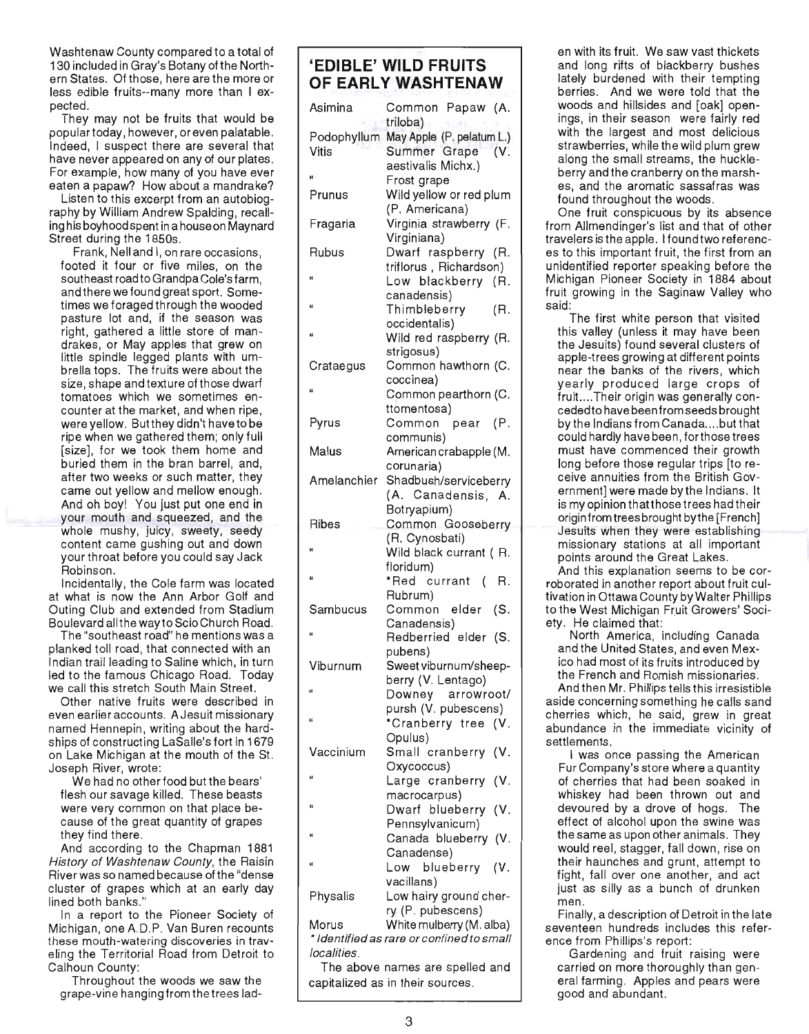Washtenaw County compared to a total of 130 included in Gray's Botany of the Northern States. Of those, here are the more or less edible fruits--many more than I expected.

They may not be fruits that would be popular today, however, or even palatable. Indeed, I suspect there are several that have never appeared on any of our plates. For example, how many of you have ever eaten a papaw? How about a mandrake?

Listen to this excerpt from an autobiography by William Andrew Spalding, recalling his boyhood spent in a house on Maynard Street during the 1850s.

> Frank, Nell and I, on rare occasions, footed it four or five miles, on the southeast road to Grandpa Cole's farm, and there we found great sport. Sometimes we foraged through the wooded pasture lot and, if the season was right, gathered a little store of mandrakes, or May apples that grew on little spindle legged plants with umbrella tops. The fruits were about the size, shape and texture of those dwarf tomatoes which we sometimes encounter at the market, and when ripe, were yellow. But they didn't have to be ripe when we gathered them; only full [size], for we took them home and buried them in the bran barrel, and, after two weeks or such matter, they came out yellow and mellow enough. And oh boy! You just put one end in your mouth and squeezed, and the whole mushy, juicy, sweety, seedy content came gushing out and down your throat before you could say Jack Robinson.

Incidentally, the Cole farm was located at what is now the Ann Arbor Golf and Outing Club and extended from Stadium Boulevard all the way to Scio Church Road.

The "southeast road" he mentions was a planked toll road, that connected with an Indian trail leading to Saline which, in turn led to the famous Chicago Road. Today we call this stretch South Main Street.

Other native fruits were described in even earlier accounts. A Jesuit missionary named Hennepin, writing about the hardships of constructing LaSalle's fort in 1679 on Lake Michigan at the mouth of the St. Joseph River, wrote:

> We had no other food but the bears' flesh our savage killed. These beasts were very common on that place because of the great quantity of grapes they find there.

And according to the Chapman 1881 *History of Washtenaw County*, the Raisin River was so named because of the "dense cluster of grapes which at an early day lined both banks."

In a report to the Pioneer Society of Michigan, one A.D.P. Van Buren recounts these mouth-watering discoveries in traveling the Territorial Road from Detroit to Calhoun County:

> Throughout the woods we saw the grape-vine hanging from the trees laden with its fruit. We saw vast thickets and long rifts of blackberry bushes lately burdened with their tempting berries. And we were told that the woods and hillsides and [oak] openings, in their season were fairly red with the largest and most delicious strawberries, while the wild plum grew along the small streams, the huckleberry and the cranberry on the marshes, and the aromatic sassafras was found throughout the woods.

## 'EDIBLE' WILD FRUITS OF EARLY WASHTENAW

| | |
|---|---|
| Asimina | Common Papaw (A. triloba) |
| Podophyllum | May Apple (P. pelatum L.) |
| Vitis | Summer Grape (V. aestivalis Michx.) |
| " | Frost grape |
| Prunus | Wild yellow or red plum (P. Americana) |
| Fragaria | Virginia strawberry (F. Virginiana) |
| Rubus | Dwarf raspberry (R. triflorus, Richardson) |
| " | Low blackberry (R. canadensis) |
| " | Thimbleberry (R. occidentalis) |
| " | Wild red raspberry (R. strigosus) |
| Crataegus | Common hawthorn (C. coccinea) |
| " | Common pearthorn (C. ttomentosa) |
| Pyrus | Common pear (P. communis) |
| Malus | American crabapple (M. corunaria) |
| Amelanchier | Shadbush/serviceberry (A. Canadensis, A. Botryapium) |
| Ribes | Common Gooseberry (R. Cynosbati) |
| " | Wild black currant (R. floridum) |
| " | *Red currant (R. Rubrum) |
| Sambucus | Common elder (S. Canadensis) |
| " | Redberried elder (S. pubens) |
| Viburnum | Sweet viburnum/sheepberry (V. Lentago) |
| " | Downey arrowroot/pursh (V. pubescens) |
| " | *Cranberry tree (V. Opulus) |
| Vaccinium | Small cranberry (V. Oxycoccus) |
| " | Large cranberry (V. macrocarpus) |
| " | Dwarf blueberry (V. Pennsylvanicum) |
| " | Canada blueberry (V. Canadense) |
| " | Low blueberry (V. vacillans) |
| Physalis | Low hairy ground cherry (P. pubescens) |
| Morus | White mulberry (M. alba) |

*\* Identified as rare or confined to small localities.*

The above names are spelled and capitalized as in their sources.

One fruit conspicuous by its absence from Allmendinger's list and that of other travelers is the apple. I found two references to this important fruit, the first from an unidentified reporter speaking before the Michigan Pioneer Society in 1884 about fruit growing in the Saginaw Valley who said:

> The first white person that visited this valley (unless it may have been the Jesuits) found several clusters of apple-trees growing at different points near the banks of the rivers, which yearly produced large crops of fruit....Their origin was generally conceded to have been from seeds brought by the Indians from Canada....but that could hardly have been, for those trees must have commenced their growth long before those regular trips [to receive annuities from the British Government] were made by the Indians. It is my opinion that those trees had their origin from trees brought by the [French] Jesuits when they were establishing missionary stations at all important points around the Great Lakes.

And this explanation seems to be corroborated in another report about fruit cultivation in Ottawa County by Walter Phillips to the West Michigan Fruit Growers' Society. He claimed that:

> North America, including Canada and the United States, and even Mexico had most of its fruits introduced by the French and Romish missionaries.

And then Mr. Phillips tells this irresistible aside concerning something he calls sand cherries which, he said, grew in great abundance in the immediate vicinity of settlements.

> I was once passing the American Fur Company's store where a quantity of cherries that had been soaked in whiskey had been thrown out and devoured by a drove of hogs. The effect of alcohol upon the swine was the same as upon other animals. They would reel, stagger, fall down, rise on their haunches and grunt, attempt to fight, fall over one another, and act just as silly as a bunch of drunken men.

Finally, a description of Detroit in the late seventeen hundreds includes this reference from Phillips's report:

> Gardening and fruit raising were carried on more thoroughly than general farming. Apples and pears were good and abundant.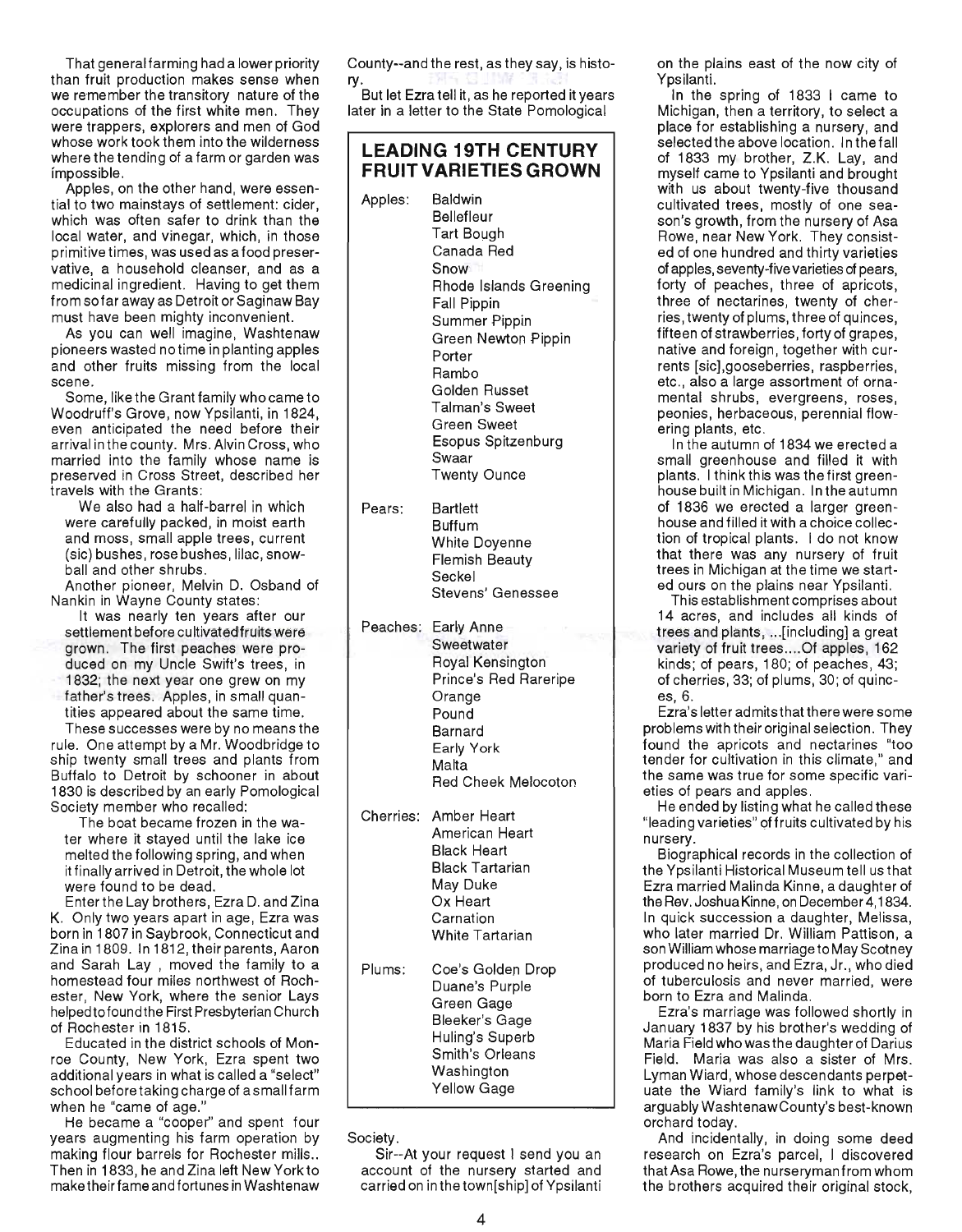That general farming had a lower priority than fruit production makes sense when we remember the transitory nature of the occupations of the first white men. They were trappers, explorers and men of God whose work took them into the wilderness where the tending of a farm or garden was impossible.

Apples, on the other hand, were essential to two mainstays of settlement: cider, which was often safer to drink than the local water, and vinegar, which, in those primitive times, was used as a food preservative, a household cleanser, and as a medicinal ingredient. Having to get them from so far away as Detroit or Saginaw Bay must have been mighty inconvenient.

As you can well imagine, Washtenaw pioneers wasted no time in planting apples and other fruits missing from the local scene.

Some, like the Grant family who came to Woodruff's Grove, now Ypsilanti, in 1824, even anticipated the need before their arrival in the county. Mrs. Alvin Cross, who married into the family whose name is preserved in Cross Street, described her travels with the Grants:

> We also had a half-barrel in which were carefully packed, in moist earth and moss, small apple trees, current (sic) bushes, rose bushes, lilac, snowball and other shrubs.

Another pioneer, Melvin D. Osband of Nankin in Wayne County states:

> It was nearly ten years after our settlement before cultivated fruits were grown. The first peaches were produced on my Uncle Swift's trees, in 1832; the next year one grew on my father's trees. Apples, in small quantities appeared about the same time.

These successes were by no means the rule. One attempt by a Mr. Woodbridge to ship twenty small trees and plants from Buffalo to Detroit by schooner in about 1830 is described by an early Pomological Society member who recalled:

> The boat became frozen in the water where it stayed until the lake ice melted the following spring, and when it finally arrived in Detroit, the whole lot were found to be dead.

Enter the Lay brothers, Ezra D. and Zina K. Only two years apart in age, Ezra was born in 1807 in Saybrook, Connecticut and Zina in 1809. In 1812, their parents, Aaron and Sarah Lay , moved the family to a homestead four miles northwest of Rochester, New York, where the senior Lays helped to found the First Presbyterian Church of Rochester in 1815.

Educated in the district schools of Monroe County, New York, Ezra spent two additional years in what is called a "select" school before taking charge of a small farm when he "came of age."

He became a "cooper" and spent four years augmenting his farm operation by making flour barrels for Rochester mills.. Then in 1833, he and Zina left New York to make their fame and fortunes in Washtenaw County--and the rest, as they say, is history.

But let Ezra tell it, as he reported it years later in a letter to the State Pomological Society.

> Sir--At your request I send you an account of the nursery started and carried on in the town[ship] of Ypsilanti on the plains east of the now city of Ypsilanti.
>
> In the spring of 1833 I came to Michigan, then a territory, to select a place for establishing a nursery, and selected the above location. In the fall of 1833 my brother, Z.K. Lay, and myself came to Ypsilanti and brought with us about twenty-five thousand cultivated trees, mostly of one season's growth, from the nursery of Asa Rowe, near New York. They consisted of one hundred and thirty varieties of apples, seventy-five varieties of pears, forty of peaches, three of apricots, three of nectarines, twenty of cherries, twenty of plums, three of quinces, fifteen of strawberries, forty of grapes, native and foreign, together with currents [sic],gooseberries, raspberries, etc., also a large assortment of ornamental shrubs, evergreens, roses, peonies, herbaceous, perennial flowering plants, etc.
>
> In the autumn of 1834 we erected a small greenhouse and filled it with plants. I think this was the first greenhouse built in Michigan. In the autumn of 1836 we erected a larger greenhouse and filled it with a choice collection of tropical plants. I do not know that there was any nursery of fruit trees in Michigan at the time we started ours on the plains near Ypsilanti.
>
> This establishment comprises about 14 acres, and includes all kinds of trees and plants, ...[including] a great variety of fruit trees....Of apples, 162 kinds; of pears, 180; of peaches, 43; of cherries, 33; of plums, 30; of quinces, 6.

Ezra's letter admits that there were some problems with their original selection. They found the apricots and nectarines "too tender for cultivation in this climate," and the same was true for some specific varieties of pears and apples.

He ended by listing what he called these "leading varieties" of fruits cultivated by his nursery.

Biographical records in the collection of the Ypsilanti Historical Museum tell us that Ezra married Malinda Kinne, a daughter of the Rev. Joshua Kinne, on December 4,1834. In quick succession a daughter, Melissa, who later married Dr. William Pattison, a son William whose marriage to May Scotney produced no heirs, and Ezra, Jr., who died of tuberculosis and never married, were born to Ezra and Malinda.

Ezra's marriage was followed shortly in January 1837 by his brother's wedding of Maria Field who was the daughter of Darius Field. Maria was also a sister of Mrs. Lyman Wiard, whose descendants perpetuate the Wiard family's link to what is arguably Washtenaw County's best-known orchard today.

And incidentally, in doing some deed research on Ezra's parcel, I discovered that Asa Rowe, the nurseryman from whom the brothers acquired their original stock,

## LEADING 19TH CENTURY FRUIT VARIETIES GROWN

| | |
|---|---|
| Apples: | Baldwin<br>Bellefleur<br>Tart Bough<br>Canada Red<br>Snow<br>Rhode Islands Greening<br>Fall Pippin<br>Summer Pippin<br>Green Newton Pippin<br>Porter<br>Rambo<br>Golden Russet<br>Talman's Sweet<br>Green Sweet<br>Esopus Spitzenburg<br>Swaar<br>Twenty Ounce |
| Pears: | Bartlett<br>Buffum<br>White Doyenne<br>Flemish Beauty<br>Seckel<br>Stevens' Genessee |
| Peaches: | Early Anne<br>Sweetwater<br>Royal Kensington<br>Prince's Red Rareripe<br>Orange<br>Pound<br>Barnard<br>Early York<br>Malta<br>Red Cheek Melocoton |
| Cherries: | Amber Heart<br>American Heart<br>Black Heart<br>Black Tartarian<br>May Duke<br>Ox Heart<br>Carnation<br>White Tartarian |
| Plums: | Coe's Golden Drop<br>Duane's Purple<br>Green Gage<br>Bleeker's Gage<br>Huling's Superb<br>Smith's Orleans<br>Washington<br>Yellow Gage |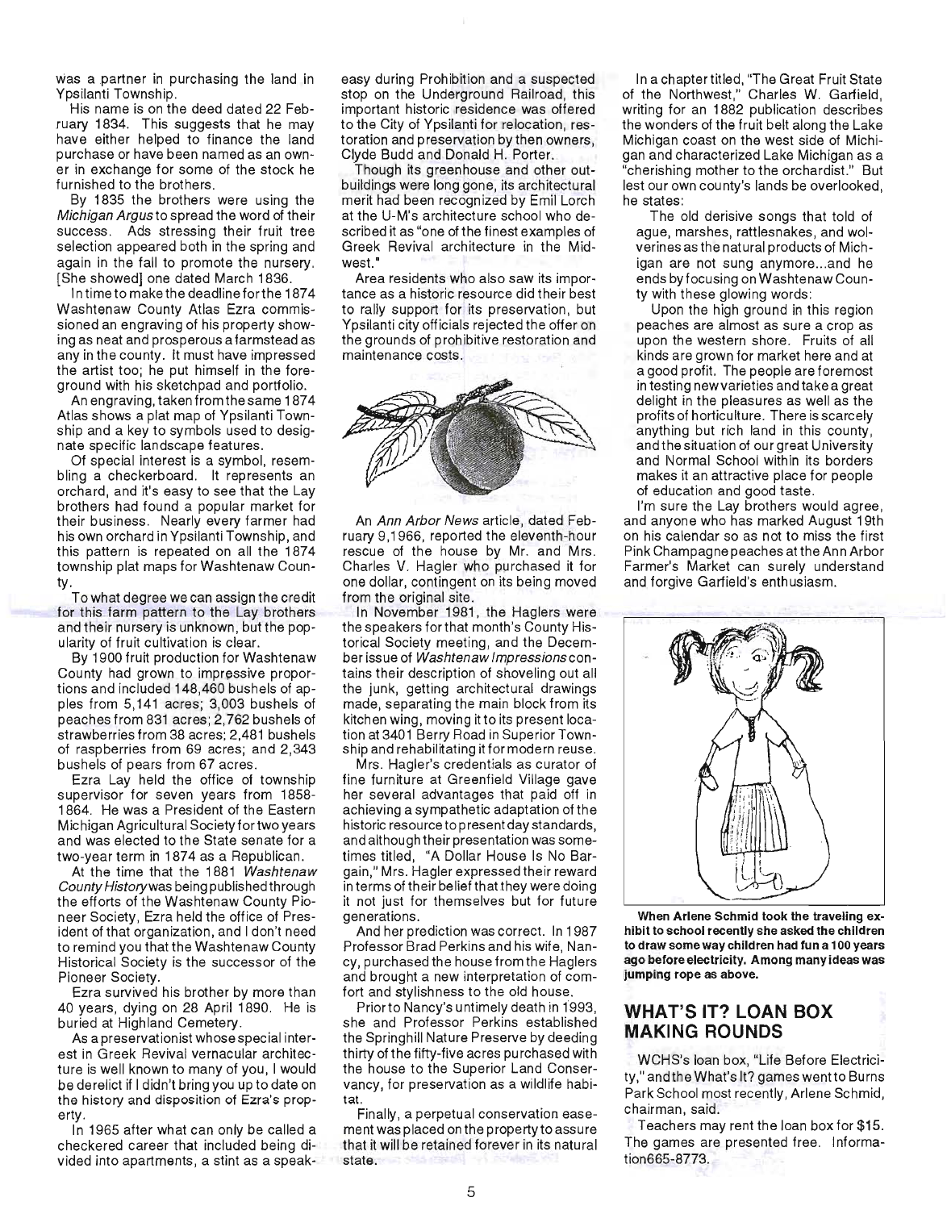was a partner in purchasing the land in Ypsilanti Township.

His name is on the deed dated 22 February 1834. This suggests that he may have either helped to finance the land purchase or have been named as an owner in exchange for some of the stock he furnished to the brothers.

By 1835 the brothers were using the *Michigan Argus* to spread the word of their success. Ads stressing their fruit tree selection appeared both in the spring and again in the fall to promote the nursery. [She showed] one dated March 1836.

In time to make the deadline for the 1874 Washtenaw County Atlas Ezra commissioned an engraving of his property showing as neat and prosperous a farmstead as any in the county. It must have impressed the artist too; he put himself in the foreground with his sketchpad and portfolio.

An engraving, taken from the same 1874 Atlas shows a plat map of Ypsilanti Township and a key to symbols used to designate specific landscape features.

Of special interest is a symbol, resembling a checkerboard. It represents an orchard, and it's easy to see that the Lay brothers had found a popular market for their business. Nearly every farmer had his own orchard in Ypsilanti Township, and this pattern is repeated on all the 1874 township plat maps for Washtenaw County.

To what degree we can assign the credit for this farm pattern to the Lay brothers and their nursery is unknown, but the popularity of fruit cultivation is clear.

By 1900 fruit production for Washtenaw County had grown to impressive proportions and included 148,460 bushels of apples from 5,141 acres; 3,003 bushels of peaches from 831 acres; 2,762 bushels of strawberries from 38 acres; 2,481 bushels of raspberries from 69 acres; and 2,343 bushels of pears from 67 acres.

Ezra Lay held the office of township supervisor for seven years from 1858-1864. He was a President of the Eastern Michigan Agricultural Society for two years and was elected to the State senate for a two-year term in 1874 as a Republican.

At the time that the 1881 *Washtenaw County History* was being published through the efforts of the Washtenaw County Pioneer Society, Ezra held the office of President of that organization, and I don't need to remind you that the Washtenaw County Historical Society is the successor of the Pioneer Society.

Ezra survived his brother by more than 40 years, dying on 28 April 1890. He is buried at Highland Cemetery.

As a preservationist whose special interest in Greek Revival vernacular architecture is well known to many of you, I would be derelict if I didn't bring you up to date on the history and disposition of Ezra's property.

In 1965 after what can only be called a checkered career that included being divided into apartments, a stint as a speak-easy during Prohibition and a suspected stop on the Underground Railroad, this important historic residence was offered to the City of Ypsilanti for relocation, restoration and preservation by then owners, Clyde Budd and Donald H. Porter.

Though its greenhouse and other outbuildings were long gone, its architectural merit had been recognized by Emil Lorch at the U-M's architecture school who described it as "one of the finest examples of Greek Revival architecture in the Midwest."

Area residents who also saw its importance as a historic resource did their best to rally support for its preservation, but Ypsilanti city officials rejected the offer on the grounds of prohibitive restoration and maintenance costs.

An *Ann Arbor News* article, dated February 9,1966, reported the eleventh-hour rescue of the house by Mr. and Mrs. Charles V. Hagler who purchased it for one dollar, contingent on its being moved from the original site.

In November 1981, the Haglers were the speakers for that month's County Historical Society meeting, and the December issue of *Washtenaw Impressions* contains their description of shoveling out all the junk, getting architectural drawings made, separating the main block from its kitchen wing, moving it to its present location at 3401 Berry Road in Superior Township and rehabilitating it for modern reuse.

Mrs. Hagler's credentials as curator of fine furniture at Greenfield Village gave her several advantages that paid off in achieving a sympathetic adaptation of the historic resource to present day standards, and although their presentation was sometimes titled, "A Dollar House Is No Bargain," Mrs. Hagler expressed their reward in terms of their belief that they were doing it not just for themselves but for future generations.

And her prediction was correct. In 1987 Professor Brad Perkins and his wife, Nancy, purchased the house from the Haglers and brought a new interpretation of comfort and stylishness to the old house.

Prior to Nancy's untimely death in 1993, she and Professor Perkins established the Springhill Nature Preserve by deeding thirty of the fifty-five acres purchased with the house to the Superior Land Conservancy, for preservation as a wildlife habitat.

Finally, a perpetual conservation easement was placed on the property to assure that it will be retained forever in its natural state.

In a chapter titled, "The Great Fruit State of the Northwest," Charles W. Garfield, writing for an 1882 publication describes the wonders of the fruit belt along the Lake Michigan coast on the west side of Michigan and characterized Lake Michigan as a "cherishing mother to the orchardist." But lest our own county's lands be overlooked, he states:

> The old derisive songs that told of ague, marshes, rattlesnakes, and wolverines as the natural products of Michigan are not sung anymore...and he ends by focusing on Washtenaw County with these glowing words:
>
> Upon the high ground in this region peaches are almost as sure a crop as upon the western shore. Fruits of all kinds are grown for market here and at a good profit. The people are foremost in testing new varieties and take a great delight in the pleasures as well as the profits of horticulture. There is scarcely anything but rich land in this county, and the situation of our great University and Normal School within its borders makes it an attractive place for people of education and good taste.

I'm sure the Lay brothers would agree, and anyone who has marked August 19th on his calendar so as not to miss the first Pink Champagne peaches at the Ann Arbor Farmer's Market can surely understand and forgive Garfield's enthusiasm.

**When Arlene Schmid took the traveling exhibit to school recently she asked the children to draw some way children had fun a 100 years ago before electricity. Among many ideas was jumping rope as above.**

## WHAT'S IT? LOAN BOX MAKING ROUNDS

WCHS's loan box, "Life Before Electricity," and the What's It? games went to Burns Park School most recently, Arlene Schmid, chairman, said.

Teachers may rent the loan box for $15. The games are presented free. Information665-8773.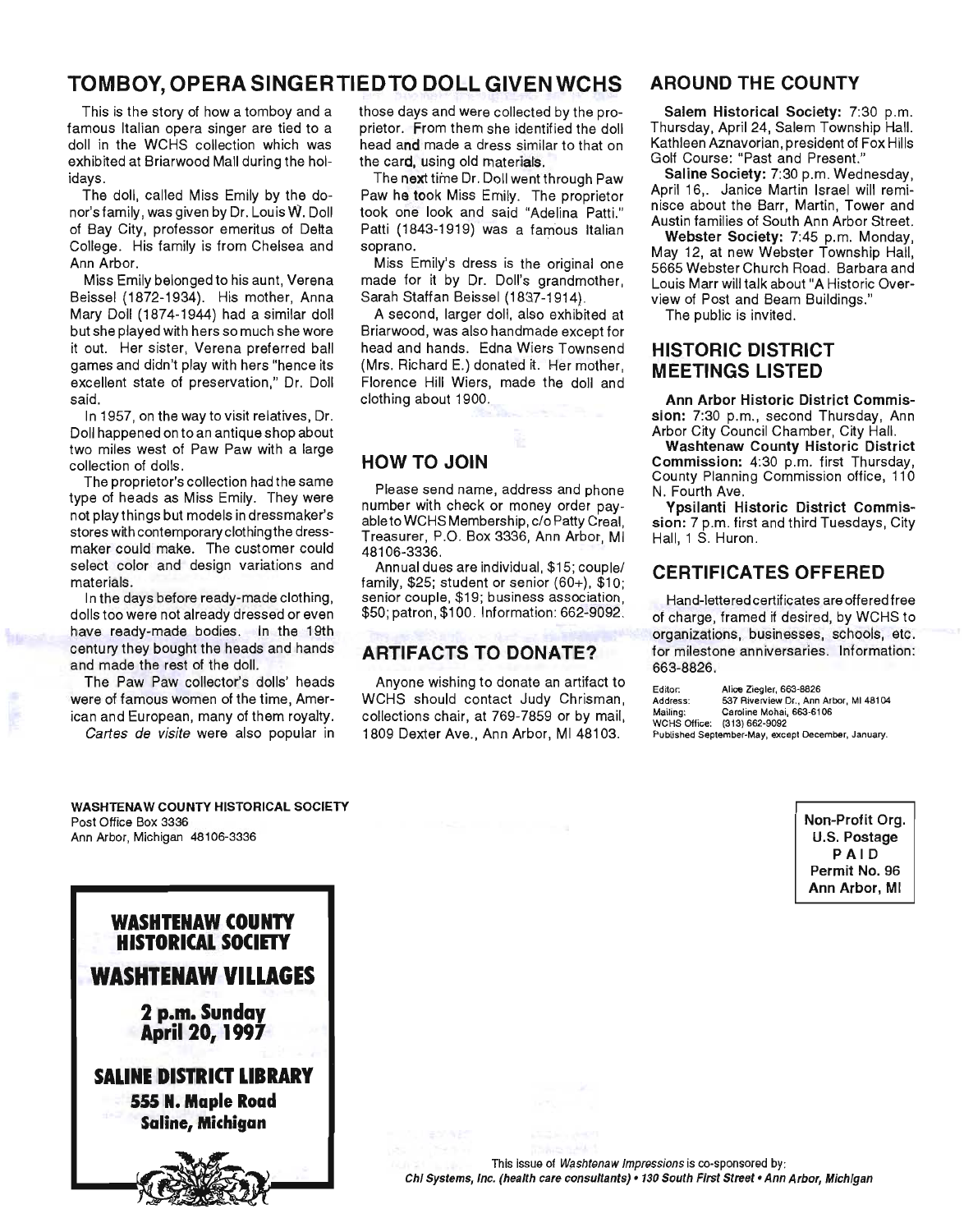## TOMBOY, OPERA SINGER TIED TO DOLL GIVEN WCHS

This is the story of how a tomboy and a famous Italian opera singer are tied to a doll in the WCHS collection which was exhibited at Briarwood Mall during the holidays.

The doll, called Miss Emily by the donor's family, was given by Dr. Louis W. Doll of Bay City, professor emeritus of Delta College. His family is from Chelsea and Ann Arbor.

Miss Emily belonged to his aunt, Verena Beissel (1872-1934). His mother, Anna Mary Doll (1874-1944) had a similar doll but she played with hers so much she wore it out. Her sister, Verena preferred ball games and didn't play with hers "hence its excellent state of preservation," Dr. Doll said.

In 1957, on the way to visit relatives, Dr. Doll happened on to an antique shop about two miles west of Paw Paw with a large collection of dolls.

The proprietor's collection had the same type of heads as Miss Emily. They were not playthings but models in dressmaker's stores with contemporary clothing the dressmaker could make. The customer could select color and design variations and materials.

In the days before ready-made clothing, dolls too were not already dressed or even have ready-made bodies. In the 19th century they bought the heads and hands and made the rest of the doll.

The Paw Paw collector's dolls' heads were of famous women of the time, American and European, many of them royalty.

*Cartes de visite* were also popular in those days and were collected by the proprietor. From them she identified the doll head and made a dress similar to that on the card, using old materials.

The next time Dr. Doll went through Paw Paw he took Miss Emily. The proprietor took one look and said "Adelina Patti." Patti (1843-1919) was a famous Italian soprano.

Miss Emily's dress is the original one made for it by Dr. Doll's grandmother, Sarah Staffan Beissel (1837-1914).

A second, larger doll, also exhibited at Briarwood, was also handmade except for head and hands. Edna Wiers Townsend (Mrs. Richard E.) donated it. Her mother, Florence Hill Wiers, made the doll and clothing about 1900.

## HOW TO JOIN

Please send name, address and phone number with check or money order payable to WCHS Membership, c/o Patty Creal, Treasurer, P.O. Box 3336, Ann Arbor, MI 48106-3336.

Annual dues are individual, $15; couple/family, $25; student or senior (60+), $10; senior couple, $19; business association, $50; patron, $100. Information: 662-9092.

## ARTIFACTS TO DONATE?

Anyone wishing to donate an artifact to WCHS should contact Judy Chrisman, collections chair, at 769-7859 or by mail, 1809 Dexter Ave., Ann Arbor, MI 48103.

## AROUND THE COUNTY

**Salem Historical Society:** 7:30 p.m. Thursday, April 24, Salem Township Hall. Kathleen Aznavorian, president of Fox Hills Golf Course: "Past and Present."

**Saline Society:** 7:30 p.m. Wednesday, April 16,. Janice Martin Israel will reminisce about the Barr, Martin, Tower and Austin families of South Ann Arbor Street.

**Webster Society:** 7:45 p.m. Monday, May 12, at new Webster Township Hall, 5665 Webster Church Road. Barbara and Louis Marr will talk about "A Historic Overview of Post and Beam Buildings."

The public is invited.

## HISTORIC DISTRICT MEETINGS LISTED

**Ann Arbor Historic District Commission:** 7:30 p.m., second Thursday, Ann Arbor City Council Chamber, City Hall.

**Washtenaw County Historic District Commission:** 4:30 p.m. first Thursday, County Planning Commission office, 110 N. Fourth Ave.

**Ypsilanti Historic District Commission:** 7 p.m. first and third Tuesdays, City Hall, 1 S. Huron.

## CERTIFICATES OFFERED

Hand-lettered certificates are offered free of charge, framed if desired, by WCHS to organizations, businesses, schools, etc. for milestone anniversaries. Information: 663-8826.

Editor: Alice Ziegler, 663-8826
Address: 537 Riverview Dr., Ann Arbor, MI 48104
Mailing: Caroline Mohai, 663-6106
WCHS Office: (313) 662-9092
Published September-May, except December, January.

**WASHTENAW COUNTY HISTORICAL SOCIETY**
Post Office Box 3336
Ann Arbor, Michigan 48106-3336

**Non-Profit Org.**
**U.S. Postage**
**PAID**
**Permit No. 96**
**Ann Arbor, MI**

**WASHTENAW COUNTY HISTORICAL SOCIETY**

**WASHTENAW VILLAGES**

**2 p.m. Sunday**
**April 20, 1997**

**SALINE DISTRICT LIBRARY**
**555 N. Maple Road**
**Saline, Michigan**

This issue of *Washtenaw Impressions* is co-sponsored by:
***Chi Systems, Inc. (health care consultants) • 130 South First Street • Ann Arbor, Michigan***